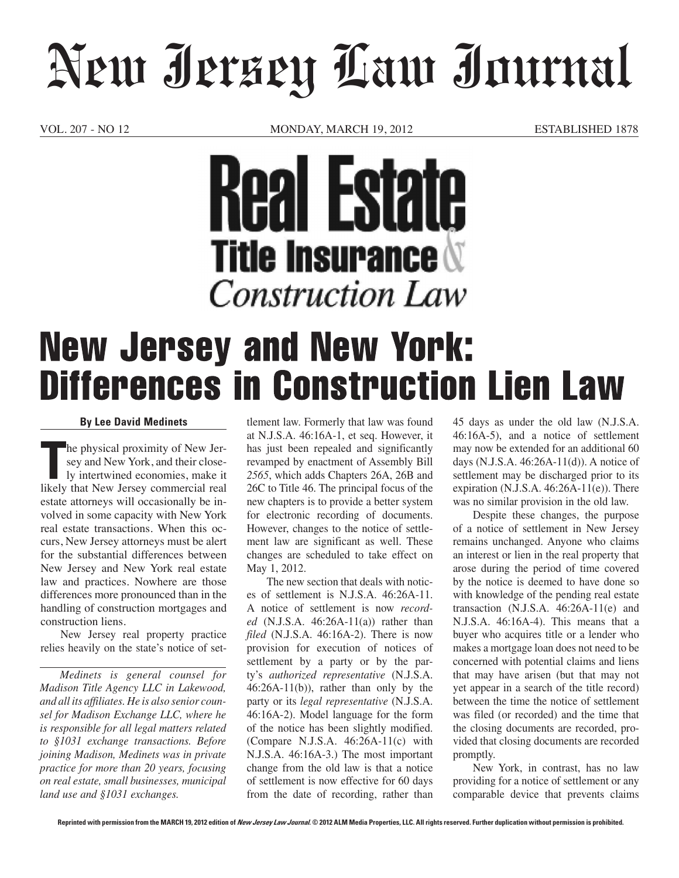# New Jersey Law Journal

VOL. 207 - NO 12 MONDAY, MARCH 19, 2012 ESTABLISHED 1878

## Real Estate Title Insurance & Construction Law

# New Jersey and New York: Differences in Construction Lien Law

**By Lee David Medinets**

The physical proximity of New Jersey and New York, and their closely intertwined economies, make it likely that New Jersey commercial real estate attorneys will occasionally be involved in some capacity with New York real estate transactions. When this occurs, New Jersey attorneys must be alert for the substantial differences between New Jersey and New York real estate law and practices. Nowhere are those differences more pronounced than in the handling of construction mortgages and construction liens.

New Jersey real property practice relies heavily on the state's notice of settlement law. Formerly that law was found at N.J.S.A. 46:16A-1, et seq. However, it has just been repealed and significantly revamped by enactment of Assembly Bill *2565*, which adds Chapters 26A, 26B and 26C to Title 46. The principal focus of the new chapters is to provide a better system for electronic recording of documents. However, changes to the notice of settlement law are significant as well. These changes are scheduled to take effect on May 1, 2012.

The new section that deals with notices of settlement is N.J.S.A. 46:26A-11. A notice of settlement is now *recorded* (N.J.S.A. 46:26A-11(a)) rather than *filed* (N.J.S.A. 46:16A-2). There is now provision for execution of notices of settlement by a party or by the party's *authorized representative* (N.J.S.A. 46:26A-11(b)), rather than only by the party or its *legal representative* (N.J.S.A. 46:16A-2). Model language for the form of the notice has been slightly modified. (Compare N.J.S.A. 46:26A-11(c) with N.J.S.A. 46:16A-3.) The most important change from the old law is that a notice of settlement is now effective for 60 days from the date of recording, rather than 45 days as under the old law (N.J.S.A. 46:16A-5), and a notice of settlement may now be extended for an additional 60 days (N.J.S.A. 46:26A-11(d)). A notice of settlement may be discharged prior to its expiration (N.J.S.A. 46:26A-11(e)). There was no similar provision in the old law.

Despite these changes, the purpose of a notice of settlement in New Jersey remains unchanged. Anyone who claims an interest or lien in the real property that arose during the period of time covered by the notice is deemed to have done so with knowledge of the pending real estate transaction (N.J.S.A. 46:26A-11(e) and N.J.S.A. 46:16A-4). This means that a buyer who acquires title or a lender who makes a mortgage loan does not need to be concerned with potential claims and liens that may have arisen (but that may not yet appear in a search of the title record) between the time the notice of settlement was filed (or recorded) and the time that the closing documents are recorded, provided that closing documents are recorded promptly.

New York, in contrast, has no law providing for a notice of settlement or any comparable device that prevents claims

*Medinets is general counsel for Madison Title Agency LLC in Lakewood, and all its affiliates. He is also senior counsel for Madison Exchange LLC, where he is responsible for all legal matters related to §1031 exchange transactions. Before joining Madison, Medinets was in private practice for more than 20 years, focusing on real estate, small businesses, municipal land use and §1031 exchanges.*

Reprinted with permission from the MARCH 19, 2012 edition of *New Jersey Law Journal*. © 2012 ALM Media Properties, LLC. All rights reserved. Further duplication without permission is prohibited.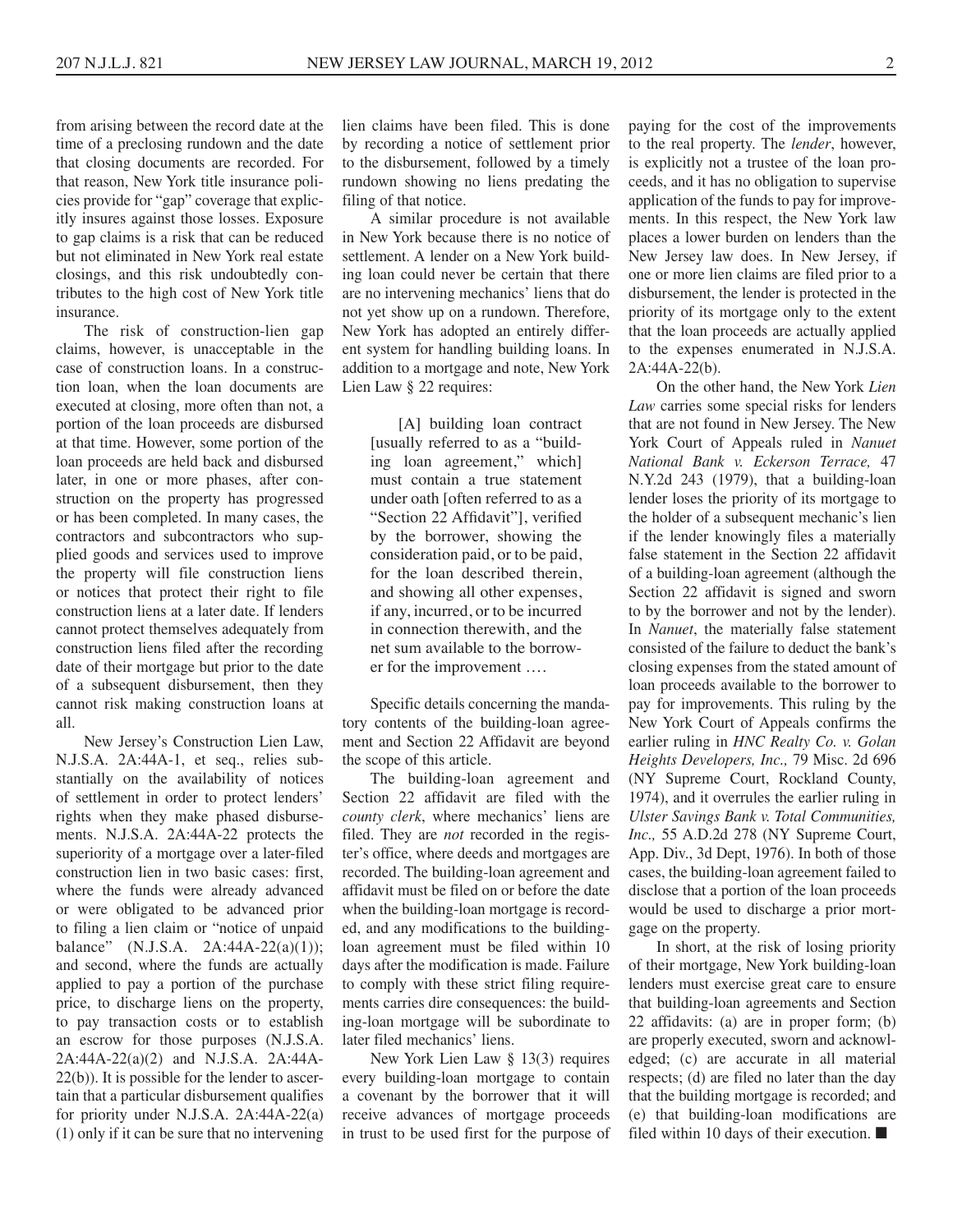from arising between the record date at the time of a preclosing rundown and the date that closing documents are recorded. For that reason, New York title insurance policies provide for "gap" coverage that explicitly insures against those losses. Exposure to gap claims is a risk that can be reduced but not eliminated in New York real estate closings, and this risk undoubtedly contributes to the high cost of New York title insurance.

The risk of construction-lien gap claims, however, is unacceptable in the case of construction loans. In a construction loan, when the loan documents are executed at closing, more often than not, a portion of the loan proceeds are disbursed at that time. However, some portion of the loan proceeds are held back and disbursed later, in one or more phases, after construction on the property has progressed or has been completed. In many cases, the contractors and subcontractors who supplied goods and services used to improve the property will file construction liens or notices that protect their right to file construction liens at a later date. If lenders cannot protect themselves adequately from construction liens filed after the recording date of their mortgage but prior to the date of a subsequent disbursement, then they cannot risk making construction loans at all.

New Jersey's Construction Lien Law, N.J.S.A. 2A:44A-1, et seq., relies substantially on the availability of notices of settlement in order to protect lenders' rights when they make phased disbursements. N.J.S.A. 2A:44A-22 protects the superiority of a mortgage over a later-filed construction lien in two basic cases: first, where the funds were already advanced or were obligated to be advanced prior to filing a lien claim or "notice of unpaid balance" (N.J.S.A. 2A:44A-22(a)(1)); and second, where the funds are actually applied to pay a portion of the purchase price, to discharge liens on the property, to pay transaction costs or to establish an escrow for those purposes (N.J.S.A. 2A:44A-22(a)(2) and N.J.S.A. 2A:44A-22(b)). It is possible for the lender to ascertain that a particular disbursement qualifies for priority under N.J.S.A. 2A:44A-22(a)(1) only if it can be sure that no intervening lien claims have been filed. This is done by recording a notice of settlement prior to the disbursement, followed by a timely rundown showing no liens predating the filing of that notice.

A similar procedure is not available in New York because there is no notice of settlement. A lender on a New York building loan could never be certain that there are no intervening mechanics' liens that do not yet show up on a rundown. Therefore, New York has adopted an entirely different system for handling building loans. In addition to a mortgage and note, New York Lien Law § 22 requires:

> [A] building loan contract [usually referred to as a "building loan agreement," which] must contain a true statement under oath [often referred to as a "Section 22 Affidavit"], verified by the borrower, showing the consideration paid, or to be paid, for the loan described therein, and showing all other expenses, if any, incurred, or to be incurred in connection therewith, and the net sum available to the borrower for the improvement ….

Specific details concerning the mandatory contents of the building-loan agreement and Section 22 Affidavit are beyond the scope of this article.

The building-loan agreement and Section 22 affidavit are filed with the *county clerk*, where mechanics' liens are filed. They are *not* recorded in the register's office, where deeds and mortgages are recorded. The building-loan agreement and affidavit must be filed on or before the date when the building-loan mortgage is recorded, and any modifications to the building-loan agreement must be filed within 10 days after the modification is made. Failure to comply with these strict filing requirements carries dire consequences: the building-loan mortgage will be subordinate to later filed mechanics' liens.

New York Lien Law § 13(3) requires every building-loan mortgage to contain a covenant by the borrower that it will receive advances of mortgage proceeds in trust to be used first for the purpose of paying for the cost of the improvements to the real property. The *lender*, however, is explicitly not a trustee of the loan proceeds, and it has no obligation to supervise application of the funds to pay for improvements. In this respect, the New York law places a lower burden on lenders than the New Jersey law does. In New Jersey, if one or more lien claims are filed prior to a disbursement, the lender is protected in the priority of its mortgage only to the extent that the loan proceeds are actually applied to the expenses enumerated in N.J.S.A. 2A:44A-22(b).

On the other hand, the New York *Lien Law* carries some special risks for lenders that are not found in New Jersey. The New York Court of Appeals ruled in *Nanuet National Bank v. Eckerson Terrace,* 47 N.Y.2d 243 (1979), that a building-loan lender loses the priority of its mortgage to the holder of a subsequent mechanic's lien if the lender knowingly files a materially false statement in the Section 22 affidavit of a building-loan agreement (although the Section 22 affidavit is signed and sworn to by the borrower and not by the lender). In *Nanuet*, the materially false statement consisted of the failure to deduct the bank's closing expenses from the stated amount of loan proceeds available to the borrower to pay for improvements. This ruling by the New York Court of Appeals confirms the earlier ruling in *HNC Realty Co. v. Golan Heights Developers, Inc.,* 79 Misc. 2d 696 (NY Supreme Court, Rockland County, 1974), and it overrules the earlier ruling in *Ulster Savings Bank v. Total Communities, Inc.,* 55 A.D.2d 278 (NY Supreme Court, App. Div., 3d Dept, 1976). In both of those cases, the building-loan agreement failed to disclose that a portion of the loan proceeds would be used to discharge a prior mortgage on the property.

In short, at the risk of losing priority of their mortgage, New York building-loan lenders must exercise great care to ensure that building-loan agreements and Section 22 affidavits: (a) are in proper form; (b) are properly executed, sworn and acknowledged; (c) are accurate in all material respects; (d) are filed no later than the day that the building mortgage is recorded; and (e) that building-loan modifications are filed within 10 days of their execution. ■